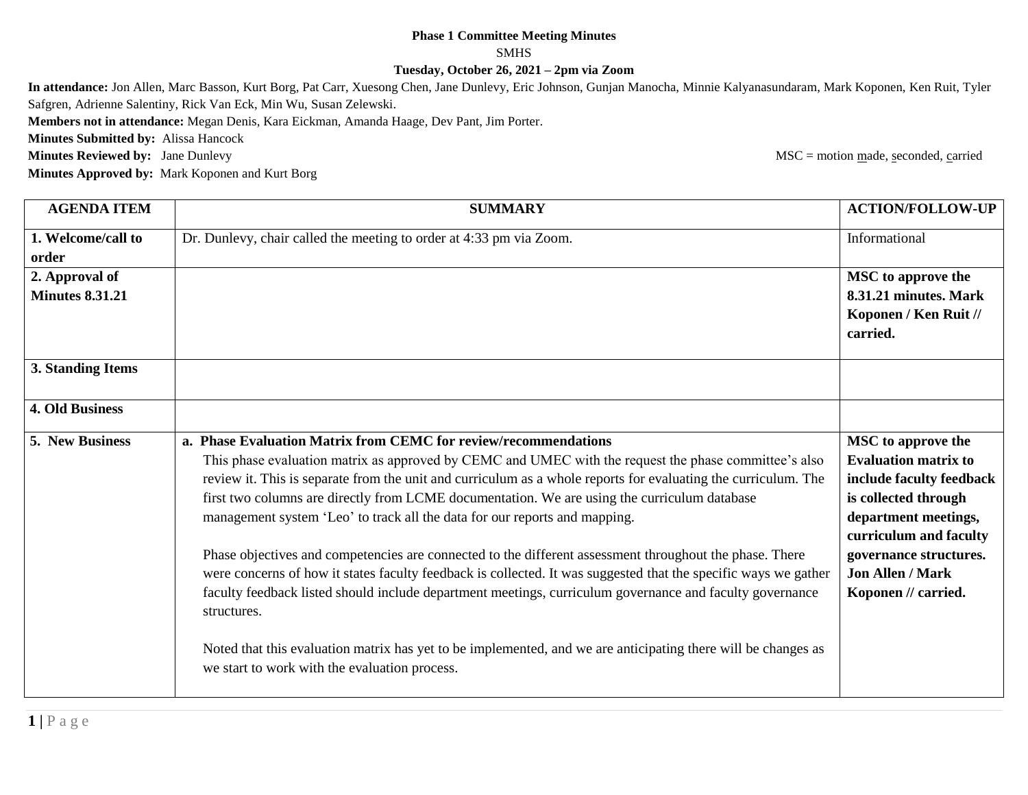**Phase 1 Committee Meeting Minutes**

SMHS

**Tuesday, October 26, 2021 – 2pm via Zoom**

**In attendance:** Jon Allen, Marc Basson, Kurt Borg, Pat Carr, Xuesong Chen, Jane Dunlevy, Eric Johnson, Gunjan Manocha, Minnie Kalyanasundaram, Mark Koponen, Ken Ruit, Tyler Safgren, Adrienne Salentiny, Rick Van Eck, Min Wu, Susan Zelewski.

**Members not in attendance:** Megan Denis, Kara Eickman, Amanda Haage, Dev Pant, Jim Porter.

**Minutes Submitted by:** Alissa Hancock

**Minutes Reviewed by:** Jane Dunlevy

MSC = motion made, seconded, carried

**Minutes Approved by:** Mark Koponen and Kurt Borg

| AGENDA ITEM | SUMMARY | ACTION/FOLLOW-UP |
|---|---|---|
| **1. Welcome/call to order** | Dr. Dunlevy, chair called the meeting to order at 4:33 pm via Zoom. | Informational |
| **2. Approval of Minutes 8.31.21** | | **MSC to approve the 8.31.21 minutes. Mark Koponen / Ken Ruit // carried.** |
| **3. Standing Items** | | |
| **4. Old Business** | | |
| **5. New Business** | **a. Phase Evaluation Matrix from CEMC for review/recommendations**<br>This phase evaluation matrix as approved by CEMC and UMEC with the request the phase committee's also review it. This is separate from the unit and curriculum as a whole reports for evaluating the curriculum. The first two columns are directly from LCME documentation. We are using the curriculum database management system 'Leo' to track all the data for our reports and mapping.<br><br>Phase objectives and competencies are connected to the different assessment throughout the phase. There were concerns of how it states faculty feedback is collected. It was suggested that the specific ways we gather faculty feedback listed should include department meetings, curriculum governance and faculty governance structures.<br><br>Noted that this evaluation matrix has yet to be implemented, and we are anticipating there will be changes as we start to work with the evaluation process. | **MSC to approve the Evaluation matrix to include faculty feedback is collected through department meetings, curriculum and faculty governance structures. Jon Allen / Mark Koponen // carried.** |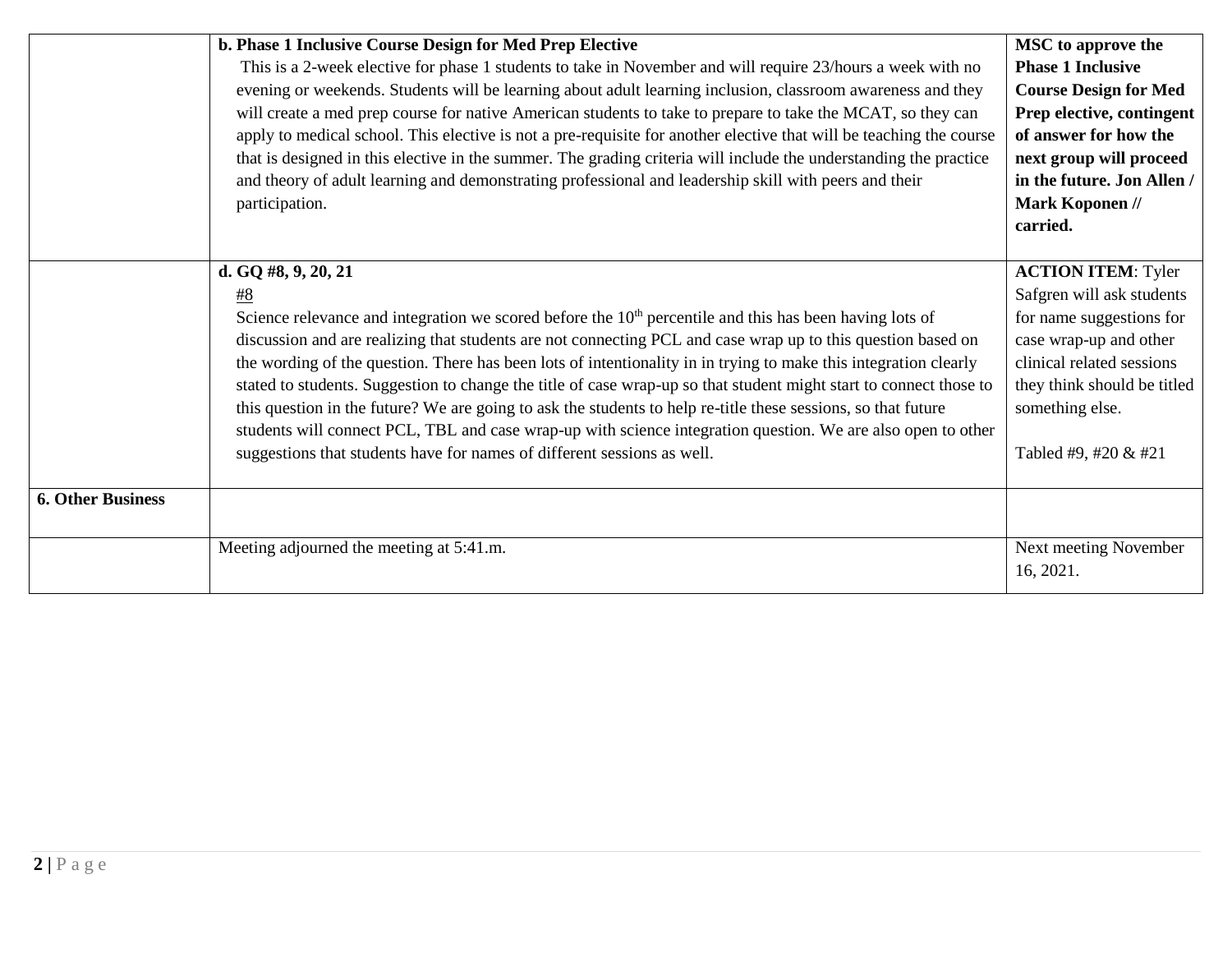| | | |
|---|---|---|
| | **b. Phase 1 Inclusive Course Design for Med Prep Elective**<br>This is a 2-week elective for phase 1 students to take in November and will require 23/hours a week with no evening or weekends. Students will be learning about adult learning inclusion, classroom awareness and they will create a med prep course for native American students to take to prepare to take the MCAT, so they can apply to medical school. This elective is not a pre-requisite for another elective that will be teaching the course that is designed in this elective in the summer. The grading criteria will include the understanding the practice and theory of adult learning and demonstrating professional and leadership skill with peers and their participation. | **MSC to approve the Phase 1 Inclusive Course Design for Med Prep elective, contingent of answer for how the next group will proceed in the future. Jon Allen / Mark Koponen // carried.** |
| | **d. GQ #8, 9, 20, 21**<br>#8<br>Science relevance and integration we scored before the 10th percentile and this has been having lots of discussion and are realizing that students are not connecting PCL and case wrap up to this question based on the wording of the question. There has been lots of intentionality in in trying to make this integration clearly stated to students. Suggestion to change the title of case wrap-up so that student might start to connect those to this question in the future? We are going to ask the students to help re-title these sessions, so that future students will connect PCL, TBL and case wrap-up with science integration question. We are also open to other suggestions that students have for names of different sessions as well. | **ACTION ITEM**: Tyler Safgren will ask students for name suggestions for case wrap-up and other clinical related sessions they think should be titled something else.<br><br>Tabled #9, #20 & #21 |
| **6. Other Business** | | |
| | Meeting adjourned the meeting at 5:41.m. | Next meeting November 16, 2021. |